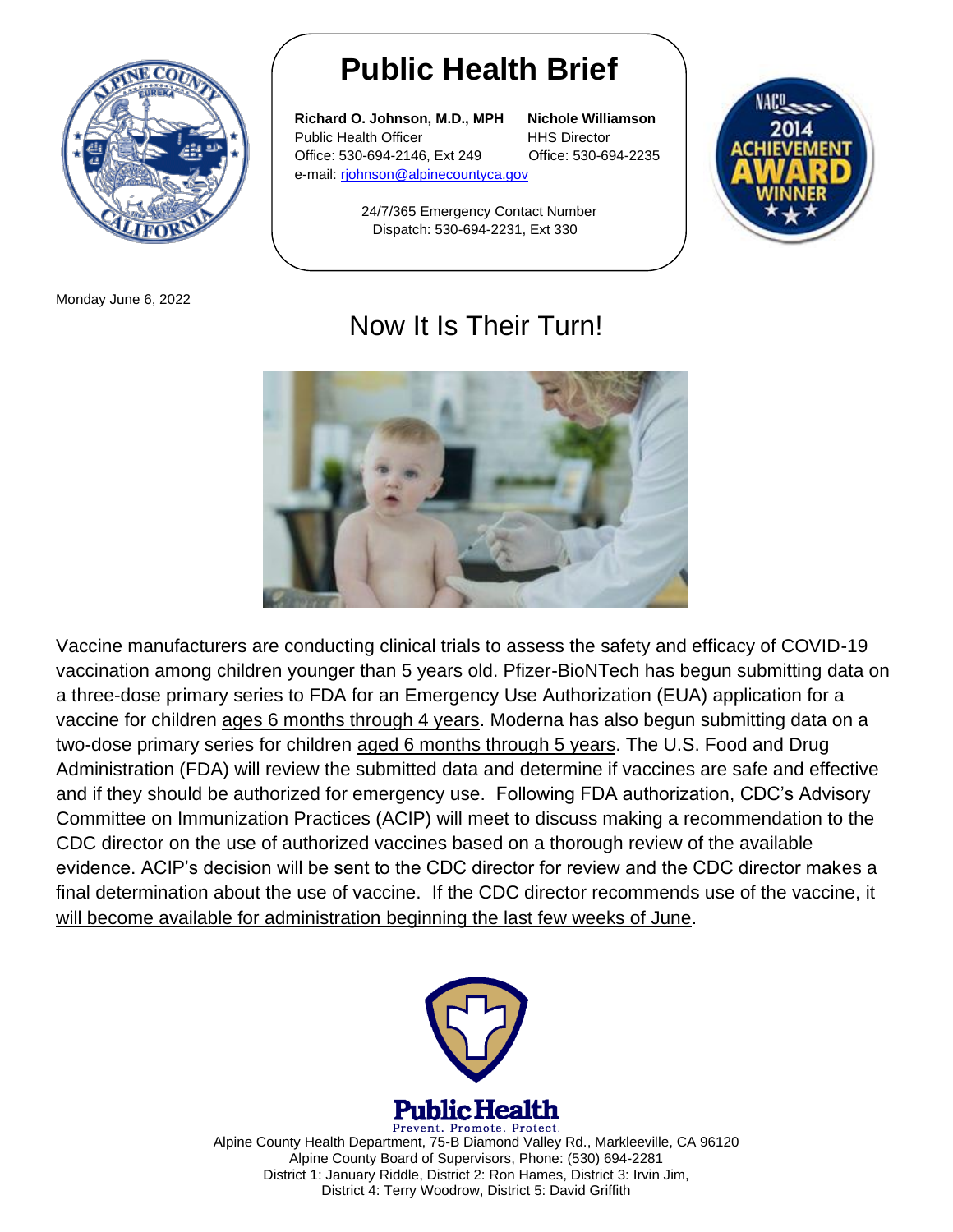# Public Health Brief

**Richard O. Johnson, M.D., MPH**
Public Health Officer
Office: 530-694-2146, Ext 249
e-mail: rjohnson@alpinecountyca.gov

**Nichole Williamson**
HHS Director
Office: 530-694-2235

24/7/365 Emergency Contact Number
Dispatch: 530-694-2231, Ext 330

Monday June 6, 2022

## Now It Is Their Turn!

Vaccine manufacturers are conducting clinical trials to assess the safety and efficacy of COVID-19 vaccination among children younger than 5 years old. Pfizer-BioNTech has begun submitting data on a three-dose primary series to FDA for an Emergency Use Authorization (EUA) application for a vaccine for children ages 6 months through 4 years. Moderna has also begun submitting data on a two-dose primary series for children aged 6 months through 5 years. The U.S. Food and Drug Administration (FDA) will review the submitted data and determine if vaccines are safe and effective and if they should be authorized for emergency use. Following FDA authorization, CDC's Advisory Committee on Immunization Practices (ACIP) will meet to discuss making a recommendation to the CDC director on the use of authorized vaccines based on a thorough review of the available evidence. ACIP's decision will be sent to the CDC director for review and the CDC director makes a final determination about the use of vaccine. If the CDC director recommends use of the vaccine, it will become available for administration beginning the last few weeks of June.

Public Health
Prevent. Promote. Protect.

Alpine County Health Department, 75-B Diamond Valley Rd., Markleeville, CA 96120
Alpine County Board of Supervisors, Phone: (530) 694-2281
District 1: January Riddle, District 2: Ron Hames, District 3: Irvin Jim,
District 4: Terry Woodrow, District 5: David Griffith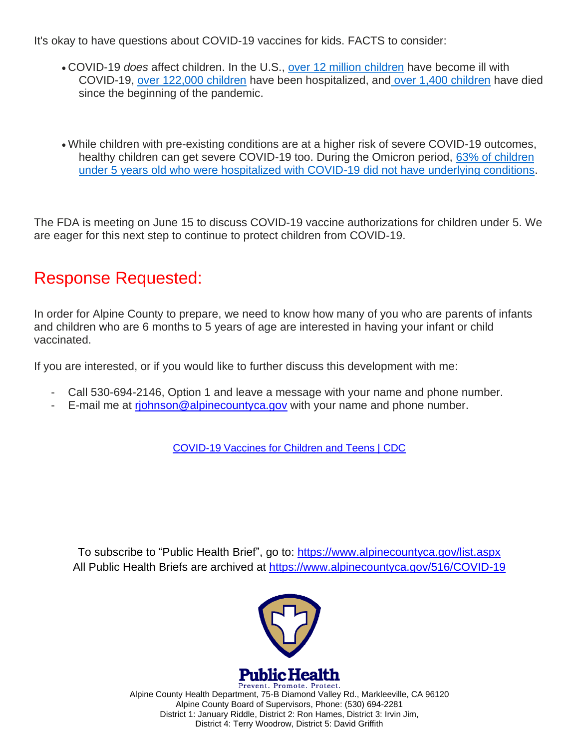It's okay to have questions about COVID-19 vaccines for kids. FACTS to consider:

- COVID-19 *does* affect children. In the U.S., [over 12 million children] have become ill with COVID-19, [over 122,000 children] have been hospitalized, and [over 1,400 children] have died since the beginning of the pandemic.

- While children with pre-existing conditions are at a higher risk of severe COVID-19 outcomes, healthy children can get severe COVID-19 too. During the Omicron period, [63% of children under 5 years old who were hospitalized with COVID-19 did not have underlying conditions].

The FDA is meeting on June 15 to discuss COVID-19 vaccine authorizations for children under 5. We are eager for this next step to continue to protect children from COVID-19.

## Response Requested:

In order for Alpine County to prepare, we need to know how many of you who are parents of infants and children who are 6 months to 5 years of age are interested in having your infant or child vaccinated.

If you are interested, or if you would like to further discuss this development with me:

- Call 530-694-2146, Option 1 and leave a message with your name and phone number.
- E-mail me at rjohnson@alpinecountyca.gov with your name and phone number.

COVID-19 Vaccines for Children and Teens | CDC

To subscribe to "Public Health Brief", go to: https://www.alpinecountyca.gov/list.aspx
All Public Health Briefs are archived at https://www.alpinecountyca.gov/516/COVID-19

Public Health
Prevent. Promote. Protect.

Alpine County Health Department, 75-B Diamond Valley Rd., Markleeville, CA 96120
Alpine County Board of Supervisors, Phone: (530) 694-2281
District 1: January Riddle, District 2: Ron Hames, District 3: Irvin Jim,
District 4: Terry Woodrow, District 5: David Griffith